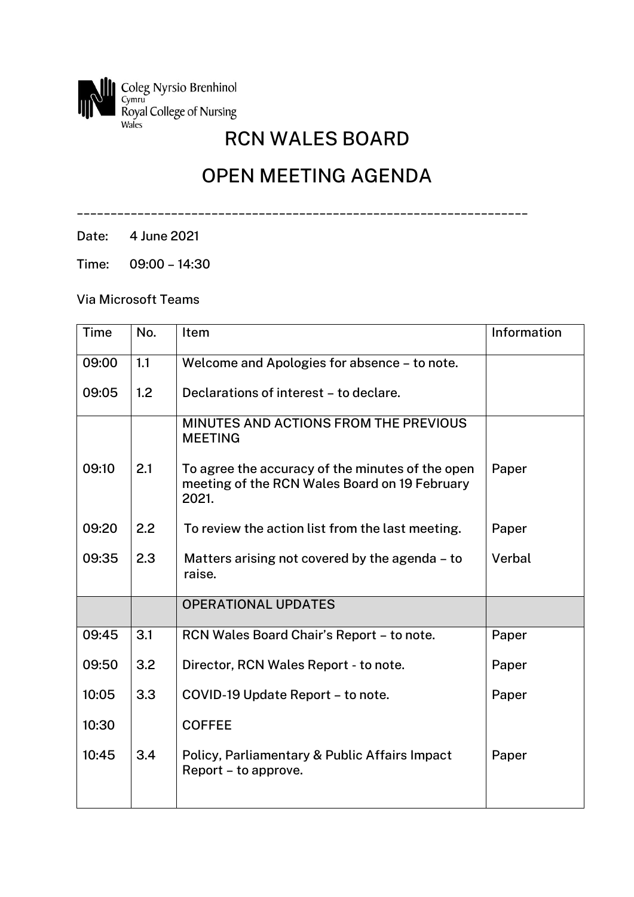Coleg Nyrsio Brenhinol
Cymru
Royal College of Nursing
Wales

# RCN WALES BOARD

# OPEN MEETING AGENDA

---

Date: 4 June 2021

Time: 09:00 – 14:30

Via Microsoft Teams

| Time | No. | Item | Information |
|---|---|---|---|
| 09:00 | 1.1 | Welcome and Apologies for absence – to note. | |
| 09:05 | 1.2 | Declarations of interest – to declare. | |
| | | MINUTES AND ACTIONS FROM THE PREVIOUS MEETING | |
| 09:10 | 2.1 | To agree the accuracy of the minutes of the open meeting of the RCN Wales Board on 19 February 2021. | Paper |
| 09:20 | 2.2 | To review the action list from the last meeting. | Paper |
| 09:35 | 2.3 | Matters arising not covered by the agenda – to raise. | Verbal |
| | | OPERATIONAL UPDATES | |
| 09:45 | 3.1 | RCN Wales Board Chair's Report – to note. | Paper |
| 09:50 | 3.2 | Director, RCN Wales Report - to note. | Paper |
| 10:05 | 3.3 | COVID-19 Update Report – to note. | Paper |
| 10:30 | | COFFEE | |
| 10:45 | 3.4 | Policy, Parliamentary & Public Affairs Impact Report – to approve. | Paper |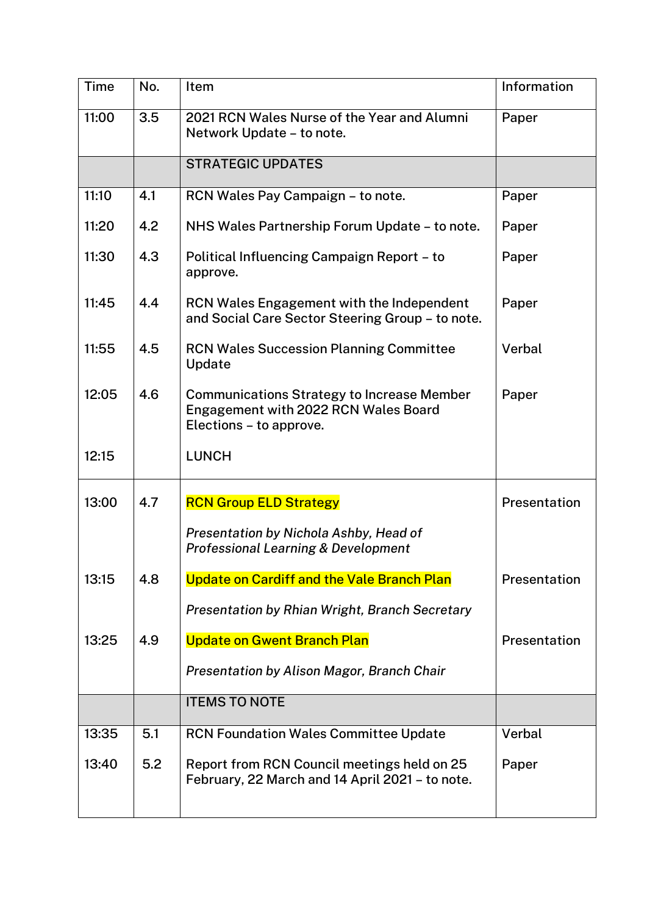| Time | No. | Item | Information |
|---|---|---|---|
| 11:00 | 3.5 | 2021 RCN Wales Nurse of the Year and Alumni Network Update – to note. | Paper |
| | | STRATEGIC UPDATES | |
| 11:10 | 4.1 | RCN Wales Pay Campaign – to note. | Paper |
| 11:20 | 4.2 | NHS Wales Partnership Forum Update – to note. | Paper |
| 11:30 | 4.3 | Political Influencing Campaign Report – to approve. | Paper |
| 11:45 | 4.4 | RCN Wales Engagement with the Independent and Social Care Sector Steering Group – to note. | Paper |
| 11:55 | 4.5 | RCN Wales Succession Planning Committee Update | Verbal |
| 12:05 | 4.6 | Communications Strategy to Increase Member Engagement with 2022 RCN Wales Board Elections – to approve. | Paper |
| 12:15 | | LUNCH | |
| 13:00 | 4.7 | RCN Group ELD Strategy<br><br>*Presentation by Nichola Ashby, Head of Professional Learning & Development* | Presentation |
| 13:15 | 4.8 | Update on Cardiff and the Vale Branch Plan<br><br>*Presentation by Rhian Wright, Branch Secretary* | Presentation |
| 13:25 | 4.9 | Update on Gwent Branch Plan<br><br>*Presentation by Alison Magor, Branch Chair* | Presentation |
| | | ITEMS TO NOTE | |
| 13:35 | 5.1 | RCN Foundation Wales Committee Update | Verbal |
| 13:40 | 5.2 | Report from RCN Council meetings held on 25 February, 22 March and 14 April 2021 – to note. | Paper |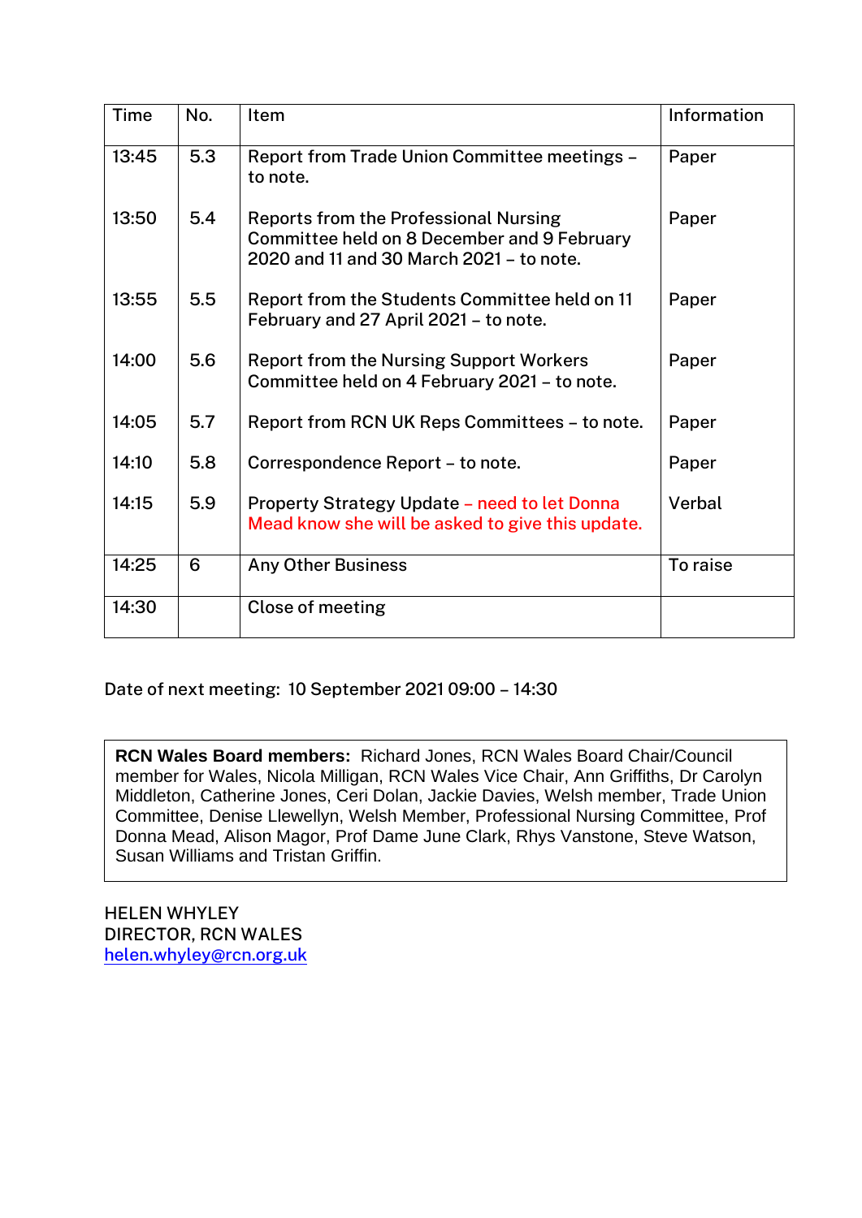| Time | No. | Item | Information |
|---|---|---|---|
| 13:45 | 5.3 | Report from Trade Union Committee meetings – to note. | Paper |
| 13:50 | 5.4 | Reports from the Professional Nursing Committee held on 8 December and 9 February 2020 and 11 and 30 March 2021 – to note. | Paper |
| 13:55 | 5.5 | Report from the Students Committee held on 11 February and 27 April 2021 – to note. | Paper |
| 14:00 | 5.6 | Report from the Nursing Support Workers Committee held on 4 February 2021 – to note. | Paper |
| 14:05 | 5.7 | Report from RCN UK Reps Committees – to note. | Paper |
| 14:10 | 5.8 | Correspondence Report – to note. | Paper |
| 14:15 | 5.9 | Property Strategy Update – need to let Donna Mead know she will be asked to give this update. | Verbal |
| 14:25 | 6 | Any Other Business | To raise |
| 14:30 | | Close of meeting | |

Date of next meeting: 10 September 2021 09:00 – 14:30

**RCN Wales Board members:** Richard Jones, RCN Wales Board Chair/Council member for Wales, Nicola Milligan, RCN Wales Vice Chair, Ann Griffiths, Dr Carolyn Middleton, Catherine Jones, Ceri Dolan, Jackie Davies, Welsh member, Trade Union Committee, Denise Llewellyn, Welsh Member, Professional Nursing Committee, Prof Donna Mead, Alison Magor, Prof Dame June Clark, Rhys Vanstone, Steve Watson, Susan Williams and Tristan Griffin.

HELEN WHYLEY
DIRECTOR, RCN WALES
helen.whyley@rcn.org.uk